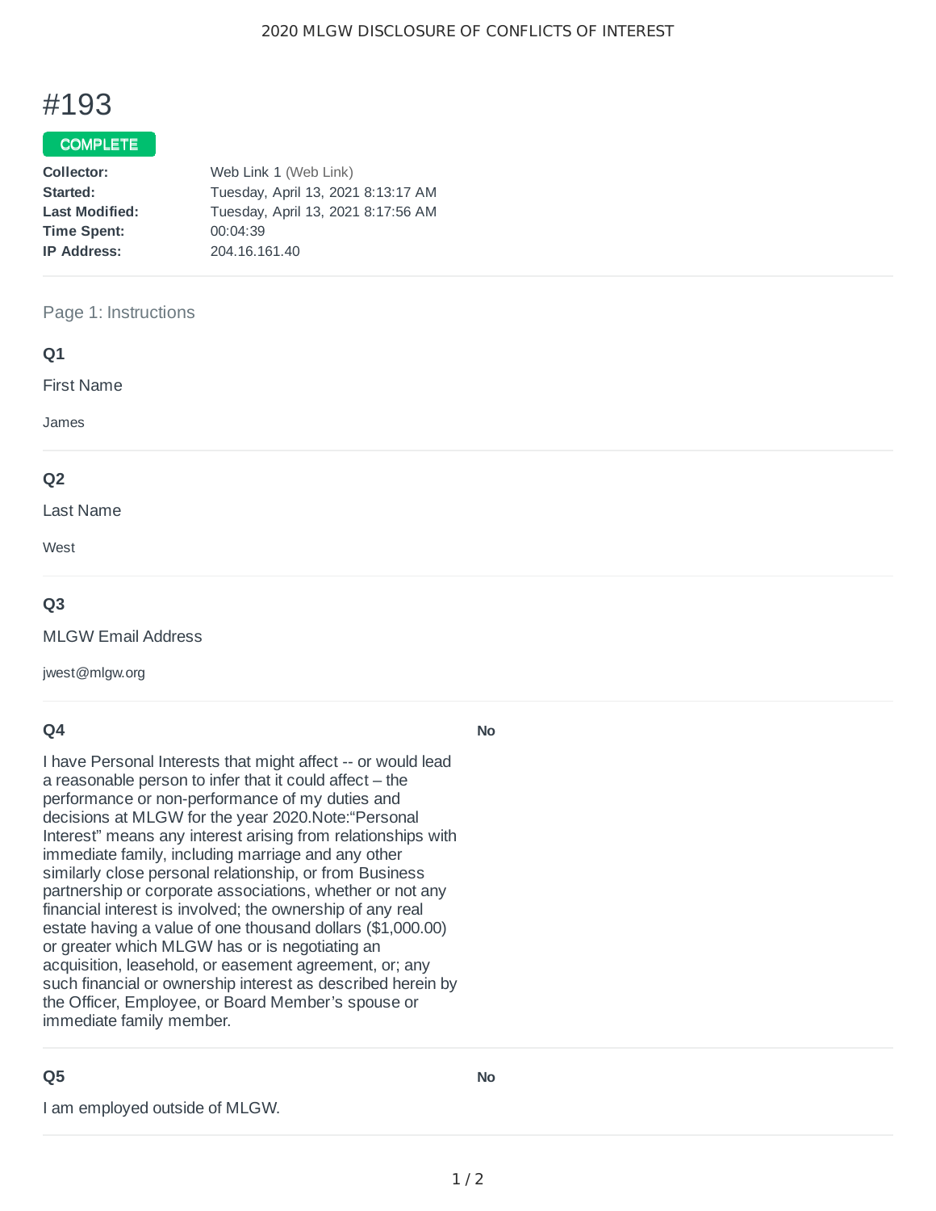# #193

**COMPLETE**

| | |
|---|---|
| **Collector:** | Web Link 1 (Web Link) |
| **Started:** | Tuesday, April 13, 2021 8:13:17 AM |
| **Last Modified:** | Tuesday, April 13, 2021 8:17:56 AM |
| **Time Spent:** | 00:04:39 |
| **IP Address:** | 204.16.161.40 |

## Page 1: Instructions

### Q1

First Name

James

### Q2

Last Name

West

### Q3

MLGW Email Address

jwest@mlgw.org

### Q4

I have Personal Interests that might affect -- or would lead a reasonable person to infer that it could affect – the performance or non-performance of my duties and decisions at MLGW for the year 2020.Note:“Personal Interest” means any interest arising from relationships with immediate family, including marriage and any other similarly close personal relationship, or from Business partnership or corporate associations, whether or not any financial interest is involved; the ownership of any real estate having a value of one thousand dollars ($1,000.00) or greater which MLGW has or is negotiating an acquisition, leasehold, or easement agreement, or; any such financial or ownership interest as described herein by the Officer, Employee, or Board Member’s spouse or immediate family member.

**No**

### Q5

I am employed outside of MLGW.

**No**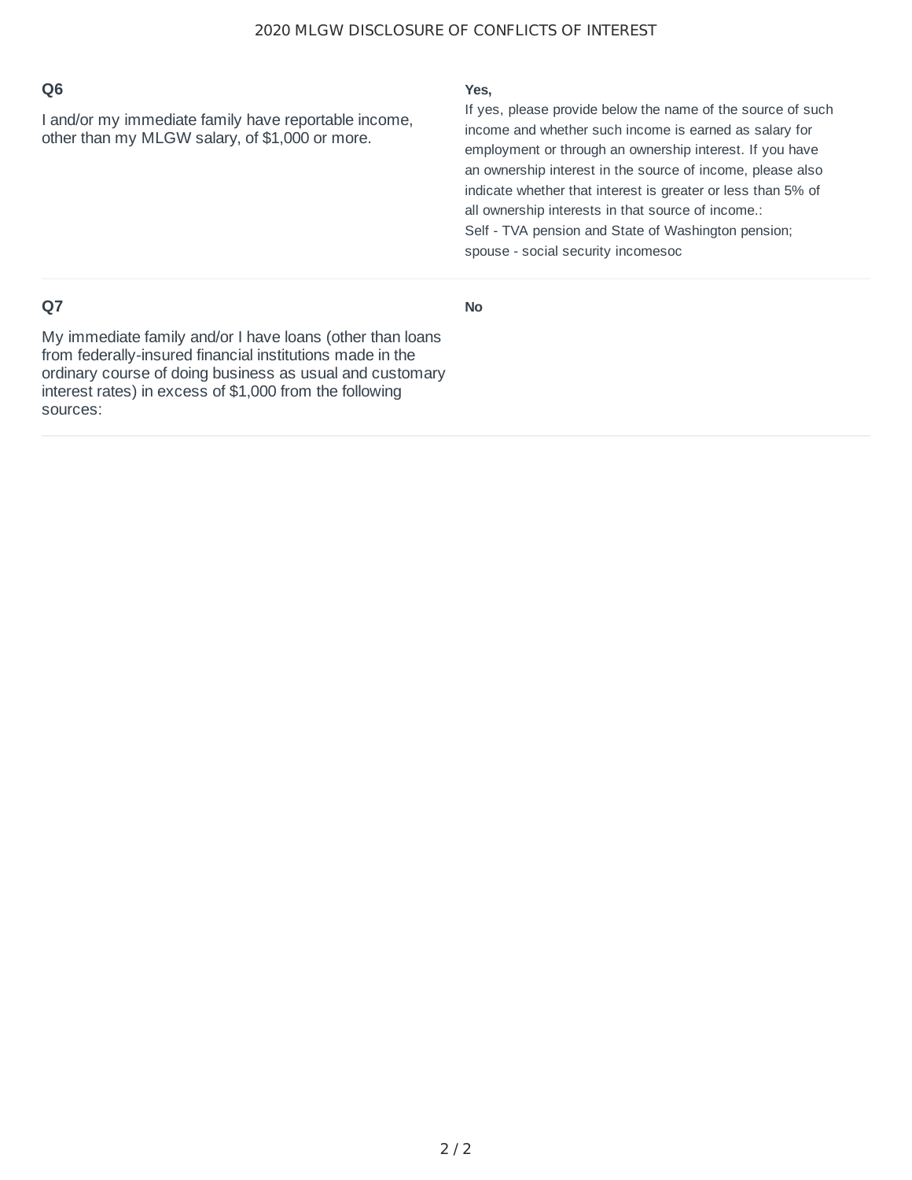**Q6**

I and/or my immediate family have reportable income, other than my MLGW salary, of $1,000 or more.

**Yes,**

If yes, please provide below the name of the source of such income and whether such income is earned as salary for employment or through an ownership interest. If you have an ownership interest in the source of income, please also indicate whether that interest is greater or less than 5% of all ownership interests in that source of income.:

Self - TVA pension and State of Washington pension; spouse - social security incomesoc

---

**Q7**

My immediate family and/or I have loans (other than loans from federally-insured financial institutions made in the ordinary course of doing business as usual and customary interest rates) in excess of $1,000 from the following sources:

**No**